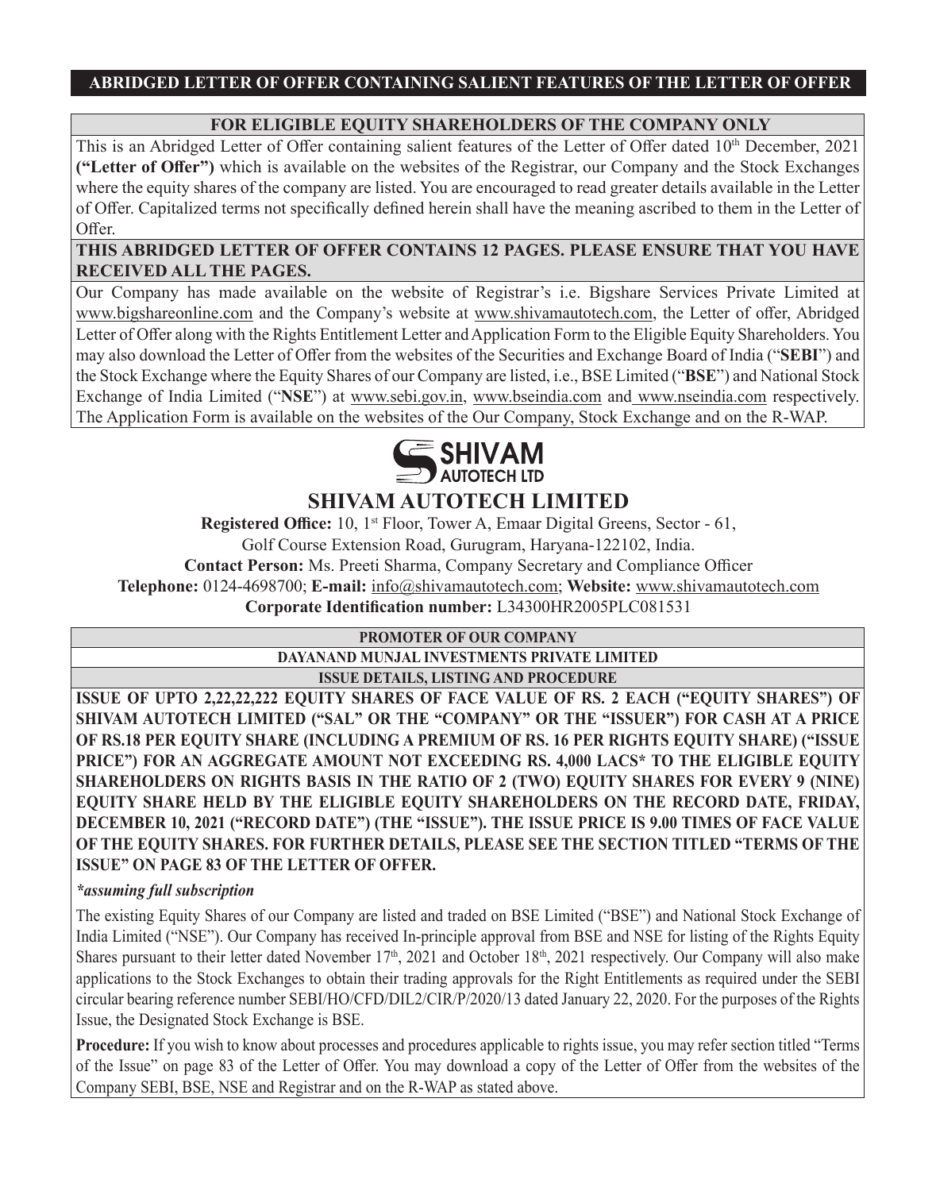**ABRIDGED LETTER OF OFFER CONTAINING SALIENT FEATURES OF THE LETTER OF OFFER**

**FOR ELIGIBLE EQUITY SHAREHOLDERS OF THE COMPANY ONLY**

This is an Abridged Letter of Offer containing salient features of the Letter of Offer dated 10th December, 2021 **("Letter of Offer")** which is available on the websites of the Registrar, our Company and the Stock Exchanges where the equity shares of the company are listed. You are encouraged to read greater details available in the Letter of Offer. Capitalized terms not specifically defined herein shall have the meaning ascribed to them in the Letter of Offer.

**THIS ABRIDGED LETTER OF OFFER CONTAINS 12 PAGES. PLEASE ENSURE THAT YOU HAVE RECEIVED ALL THE PAGES.**

Our Company has made available on the website of Registrar's i.e. Bigshare Services Private Limited at www.bigshareonline.com and the Company's website at www.shivamautotech.com, the Letter of offer, Abridged Letter of Offer along with the Rights Entitlement Letter and Application Form to the Eligible Equity Shareholders. You may also download the Letter of Offer from the websites of the Securities and Exchange Board of India ("**SEBI**") and the Stock Exchange where the Equity Shares of our Company are listed, i.e., BSE Limited ("**BSE**") and National Stock Exchange of India Limited ("**NSE**") at www.sebi.gov.in, www.bseindia.com and www.nseindia.com respectively. The Application Form is available on the websites of the Our Company, Stock Exchange and on the R-WAP.

SHIVAM AUTOTECH LTD

# SHIVAM AUTOTECH LIMITED

**Registered Office:** 10, 1st Floor, Tower A, Emaar Digital Greens, Sector - 61, Golf Course Extension Road, Gurugram, Haryana-122102, India.
**Contact Person:** Ms. Preeti Sharma, Company Secretary and Compliance Officer
**Telephone:** 0124-4698700; **E-mail:** info@shivamautotech.com; **Website:** www.shivamautotech.com
**Corporate Identification number:** L34300HR2005PLC081531

**PROMOTER OF OUR COMPANY**

**DAYANAND MUNJAL INVESTMENTS PRIVATE LIMITED**

**ISSUE DETAILS, LISTING AND PROCEDURE**

**ISSUE OF UPTO 2,22,22,222 EQUITY SHARES OF FACE VALUE OF RS. 2 EACH ("EQUITY SHARES") OF SHIVAM AUTOTECH LIMITED ("SAL" OR THE "COMPANY" OR THE "ISSUER") FOR CASH AT A PRICE OF RS.18 PER EQUITY SHARE (INCLUDING A PREMIUM OF RS. 16 PER RIGHTS EQUITY SHARE) ("ISSUE PRICE") FOR AN AGGREGATE AMOUNT NOT EXCEEDING RS. 4,000 LACS* TO THE ELIGIBLE EQUITY SHAREHOLDERS ON RIGHTS BASIS IN THE RATIO OF 2 (TWO) EQUITY SHARES FOR EVERY 9 (NINE) EQUITY SHARE HELD BY THE ELIGIBLE EQUITY SHAREHOLDERS ON THE RECORD DATE, FRIDAY, DECEMBER 10, 2021 ("RECORD DATE") (THE "ISSUE"). THE ISSUE PRICE IS 9.00 TIMES OF FACE VALUE OF THE EQUITY SHARES. FOR FURTHER DETAILS, PLEASE SEE THE SECTION TITLED "TERMS OF THE ISSUE" ON PAGE 83 OF THE LETTER OF OFFER.**

***assuming full subscription***

The existing Equity Shares of our Company are listed and traded on BSE Limited ("BSE") and National Stock Exchange of India Limited ("NSE"). Our Company has received In-principle approval from BSE and NSE for listing of the Rights Equity Shares pursuant to their letter dated November 17th, 2021 and October 18th, 2021 respectively. Our Company will also make applications to the Stock Exchanges to obtain their trading approvals for the Right Entitlements as required under the SEBI circular bearing reference number SEBI/HO/CFD/DIL2/CIR/P/2020/13 dated January 22, 2020. For the purposes of the Rights Issue, the Designated Stock Exchange is BSE.

**Procedure:** If you wish to know about processes and procedures applicable to rights issue, you may refer section titled "Terms of the Issue" on page 83 of the Letter of Offer. You may download a copy of the Letter of Offer from the websites of the Company SEBI, BSE, NSE and Registrar and on the R-WAP as stated above.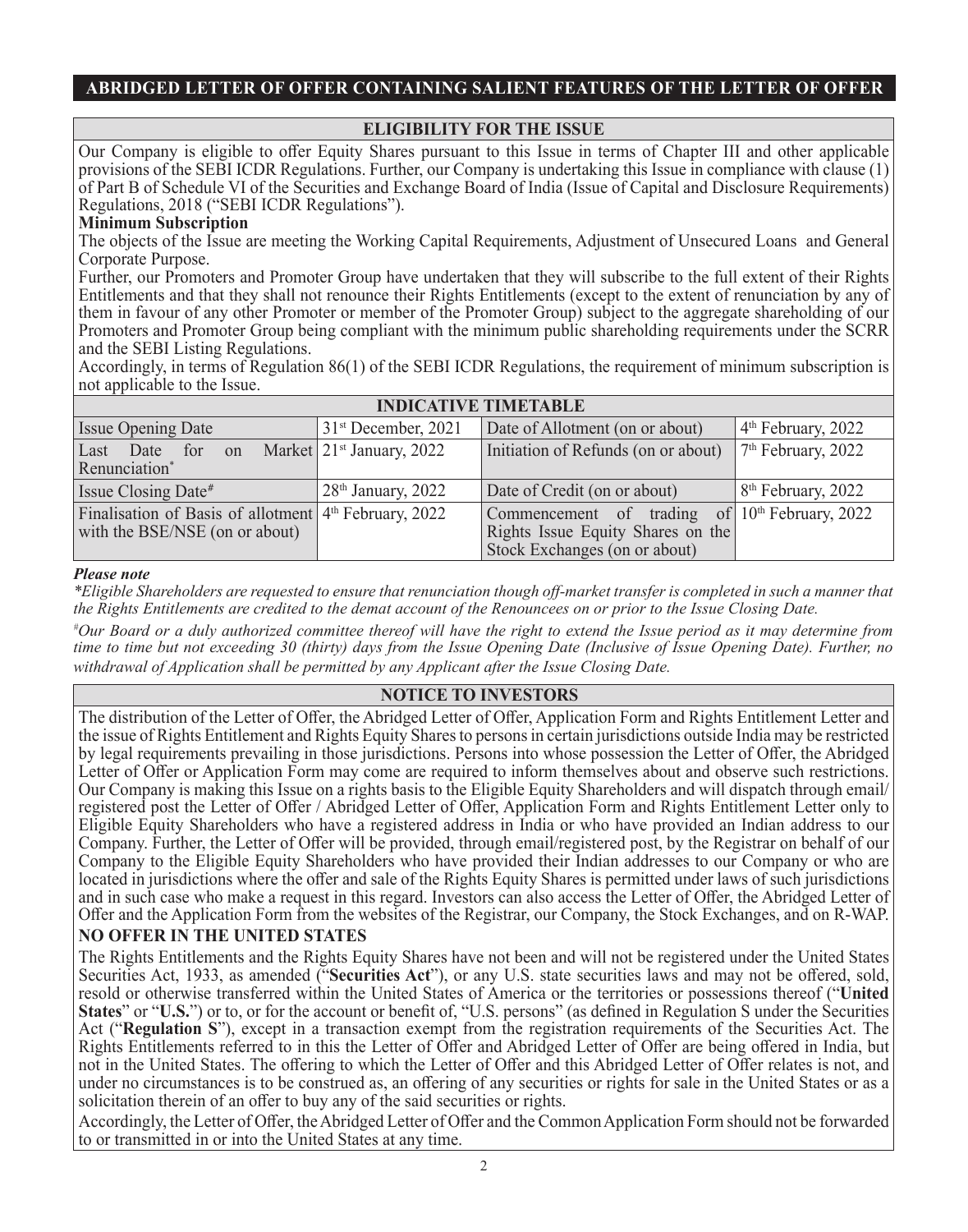## ABRIDGED LETTER OF OFFER CONTAINING SALIENT FEATURES OF THE LETTER OF OFFER

### ELIGIBILITY FOR THE ISSUE

Our Company is eligible to offer Equity Shares pursuant to this Issue in terms of Chapter III and other applicable provisions of the SEBI ICDR Regulations. Further, our Company is undertaking this Issue in compliance with clause (1) of Part B of Schedule VI of the Securities and Exchange Board of India (Issue of Capital and Disclosure Requirements) Regulations, 2018 ("SEBI ICDR Regulations").

**Minimum Subscription**

The objects of the Issue are meeting the Working Capital Requirements, Adjustment of Unsecured Loans and General Corporate Purpose.

Further, our Promoters and Promoter Group have undertaken that they will subscribe to the full extent of their Rights Entitlements and that they shall not renounce their Rights Entitlements (except to the extent of renunciation by any of them in favour of any other Promoter or member of the Promoter Group) subject to the aggregate shareholding of our Promoters and Promoter Group being compliant with the minimum public shareholding requirements under the SCRR and the SEBI Listing Regulations.

Accordingly, in terms of Regulation 86(1) of the SEBI ICDR Regulations, the requirement of minimum subscription is not applicable to the Issue.

### INDICATIVE TIMETABLE

| | | | |
|---|---|---|---|
| Issue Opening Date | 31st December, 2021 | Date of Allotment (on or about) | 4th February, 2022 |
| Last Date for on Market Renunciation* | 21st January, 2022 | Initiation of Refunds (on or about) | 7th February, 2022 |
| Issue Closing Date# | 28th January, 2022 | Date of Credit (on or about) | 8th February, 2022 |
| Finalisation of Basis of allotment with the BSE/NSE (on or about) | 4th February, 2022 | Commencement of trading of Rights Issue Equity Shares on the Stock Exchanges (on or about) | 10th February, 2022 |

***Please note***

*\*Eligible Shareholders are requested to ensure that renunciation though off-market transfer is completed in such a manner that the Rights Entitlements are credited to the demat account of the Renouncees on or prior to the Issue Closing Date.*

*#Our Board or a duly authorized committee thereof will have the right to extend the Issue period as it may determine from time to time but not exceeding 30 (thirty) days from the Issue Opening Date (Inclusive of Issue Opening Date). Further, no withdrawal of Application shall be permitted by any Applicant after the Issue Closing Date.*

### NOTICE TO INVESTORS

The distribution of the Letter of Offer, the Abridged Letter of Offer, Application Form and Rights Entitlement Letter and the issue of Rights Entitlement and Rights Equity Shares to persons in certain jurisdictions outside India may be restricted by legal requirements prevailing in those jurisdictions. Persons into whose possession the Letter of Offer, the Abridged Letter of Offer or Application Form may come are required to inform themselves about and observe such restrictions. Our Company is making this Issue on a rights basis to the Eligible Equity Shareholders and will dispatch through email/ registered post the Letter of Offer / Abridged Letter of Offer, Application Form and Rights Entitlement Letter only to Eligible Equity Shareholders who have a registered address in India or who have provided an Indian address to our Company. Further, the Letter of Offer will be provided, through email/registered post, by the Registrar on behalf of our Company to the Eligible Equity Shareholders who have provided their Indian addresses to our Company or who are located in jurisdictions where the offer and sale of the Rights Equity Shares is permitted under laws of such jurisdictions and in such case who make a request in this regard. Investors can also access the Letter of Offer, the Abridged Letter of Offer and the Application Form from the websites of the Registrar, our Company, the Stock Exchanges, and on R-WAP.

**NO OFFER IN THE UNITED STATES**

The Rights Entitlements and the Rights Equity Shares have not been and will not be registered under the United States Securities Act, 1933, as amended ("**Securities Act**"), or any U.S. state securities laws and may not be offered, sold, resold or otherwise transferred within the United States of America or the territories or possessions thereof ("**United States**" or "**U.S.**") or to, or for the account or benefit of, "U.S. persons" (as defined in Regulation S under the Securities Act ("**Regulation S**"), except in a transaction exempt from the registration requirements of the Securities Act. The Rights Entitlements referred to in this the Letter of Offer and Abridged Letter of Offer are being offered in India, but not in the United States. The offering to which the Letter of Offer and this Abridged Letter of Offer relates is not, and under no circumstances is to be construed as, an offering of any securities or rights for sale in the United States or as a solicitation therein of an offer to buy any of the said securities or rights.

Accordingly, the Letter of Offer, the Abridged Letter of Offer and the Common Application Form should not be forwarded to or transmitted in or into the United States at any time.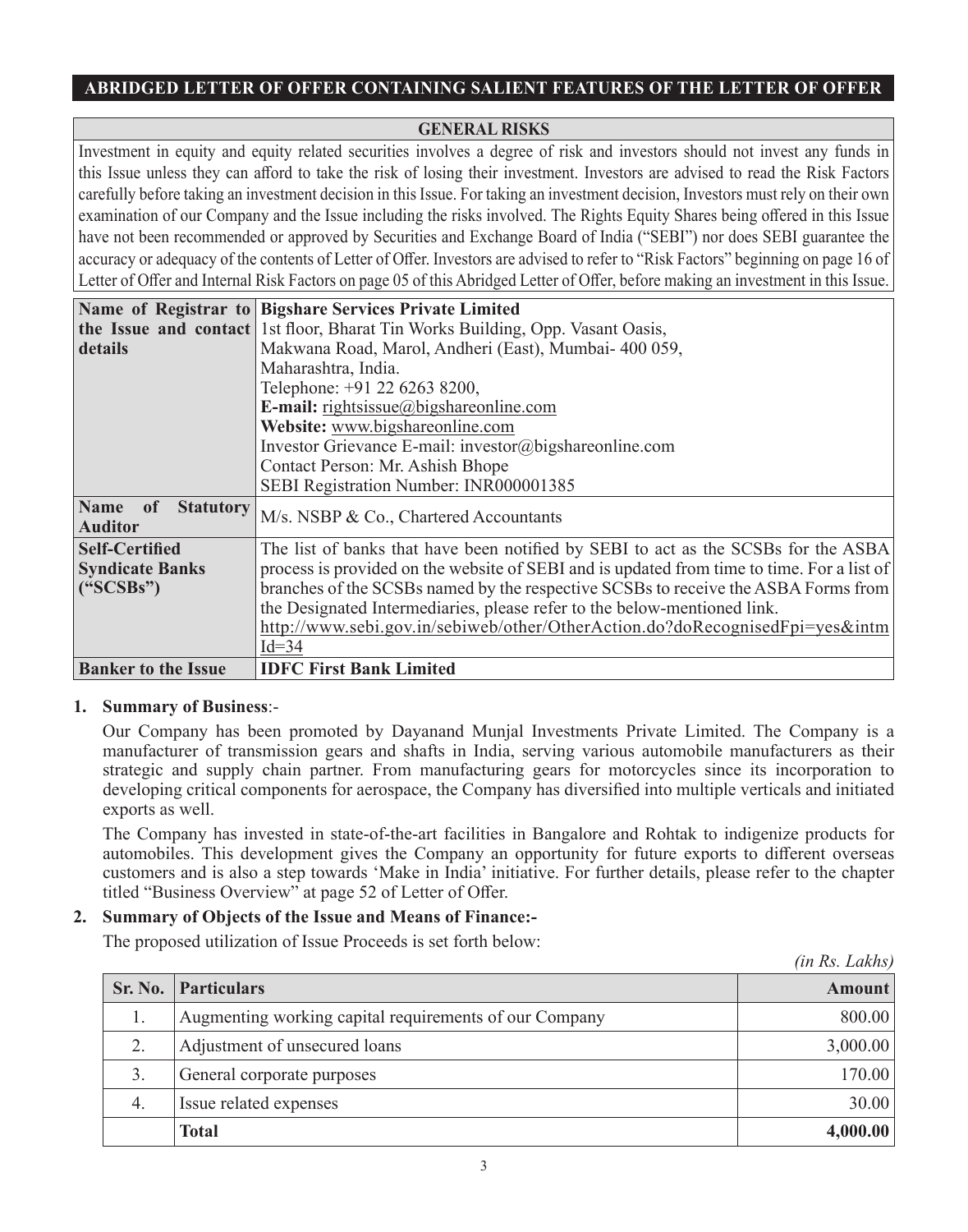## ABRIDGED LETTER OF OFFER CONTAINING SALIENT FEATURES OF THE LETTER OF OFFER

| GENERAL RISKS |
|---|
| Investment in equity and equity related securities involves a degree of risk and investors should not invest any funds in this Issue unless they can afford to take the risk of losing their investment. Investors are advised to read the Risk Factors carefully before taking an investment decision in this Issue. For taking an investment decision, Investors must rely on their own examination of our Company and the Issue including the risks involved. The Rights Equity Shares being offered in this Issue have not been recommended or approved by Securities and Exchange Board of India ("SEBI") nor does SEBI guarantee the accuracy or adequacy of the contents of Letter of Offer. Investors are advised to refer to "Risk Factors" beginning on page 16 of Letter of Offer and Internal Risk Factors on page 05 of this Abridged Letter of Offer, before making an investment in this Issue. |

| | |
|---|---|
| **Name of Registrar to the Issue and contact details** | **Bigshare Services Private Limited**<br>1st floor, Bharat Tin Works Building, Opp. Vasant Oasis,<br>Makwana Road, Marol, Andheri (East), Mumbai- 400 059,<br>Maharashtra, India.<br>Telephone: +91 22 6263 8200,<br>**E-mail:** rightsissue@bigshareonline.com<br>**Website:** www.bigshareonline.com<br>Investor Grievance E-mail: investor@bigshareonline.com<br>Contact Person: Mr. Ashish Bhope<br>SEBI Registration Number: INR000001385 |
| **Name of Statutory Auditor** | M/s. NSBP & Co., Chartered Accountants |
| **Self-Certified Syndicate Banks ("SCSBs")** | The list of banks that have been notified by SEBI to act as the SCSBs for the ASBA process is provided on the website of SEBI and is updated from time to time. For a list of branches of the SCSBs named by the respective SCSBs to receive the ASBA Forms from the Designated Intermediaries, please refer to the below-mentioned link.<br>http://www.sebi.gov.in/sebiweb/other/OtherAction.do?doRecognisedFpi=yes&intmId=34 |
| **Banker to the Issue** | **IDFC First Bank Limited** |

1. **Summary of Business**:-

   Our Company has been promoted by Dayanand Munjal Investments Private Limited. The Company is a manufacturer of transmission gears and shafts in India, serving various automobile manufacturers as their strategic and supply chain partner. From manufacturing gears for motorcycles since its incorporation to developing critical components for aerospace, the Company has diversified into multiple verticals and initiated exports as well.

   The Company has invested in state-of-the-art facilities in Bangalore and Rohtak to indigenize products for automobiles. This development gives the Company an opportunity for future exports to different overseas customers and is also a step towards 'Make in India' initiative. For further details, please refer to the chapter titled "Business Overview" at page 52 of Letter of Offer.

2. **Summary of Objects of the Issue and Means of Finance:-**

   The proposed utilization of Issue Proceeds is set forth below:

*(in Rs. Lakhs)*

| Sr. No. | Particulars | Amount |
|---|---|---|
| 1. | Augmenting working capital requirements of our Company | 800.00 |
| 2. | Adjustment of unsecured loans | 3,000.00 |
| 3. | General corporate purposes | 170.00 |
| 4. | Issue related expenses | 30.00 |
| | **Total** | **4,000.00** |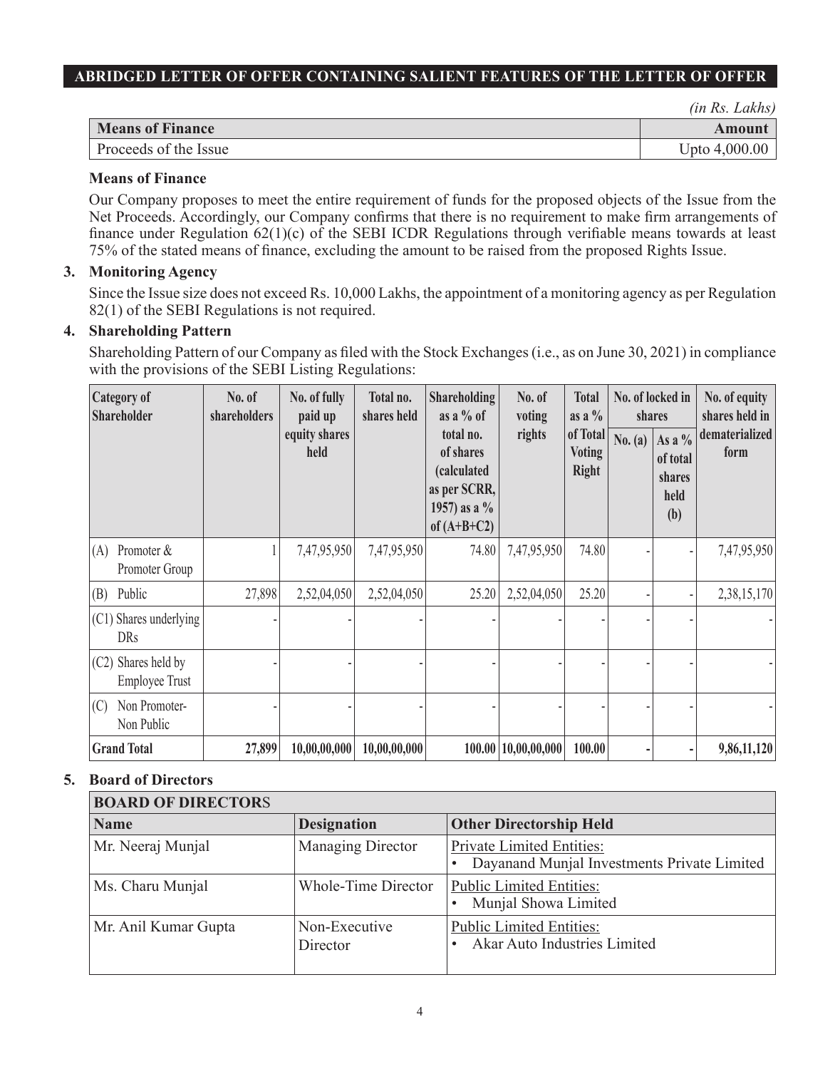## ABRIDGED LETTER OF OFFER CONTAINING SALIENT FEATURES OF THE LETTER OF OFFER

*(in Rs. Lakhs)*

| Means of Finance | Amount |
|---|---|
| Proceeds of the Issue | Upto 4,000.00 |

**Means of Finance**

Our Company proposes to meet the entire requirement of funds for the proposed objects of the Issue from the Net Proceeds. Accordingly, our Company confirms that there is no requirement to make firm arrangements of finance under Regulation 62(1)(c) of the SEBI ICDR Regulations through verifiable means towards at least 75% of the stated means of finance, excluding the amount to be raised from the proposed Rights Issue.

**3. Monitoring Agency**

Since the Issue size does not exceed Rs. 10,000 Lakhs, the appointment of a monitoring agency as per Regulation 82(1) of the SEBI Regulations is not required.

**4. Shareholding Pattern**

Shareholding Pattern of our Company as filed with the Stock Exchanges (i.e., as on June 30, 2021) in compliance with the provisions of the SEBI Listing Regulations:

| Category of Shareholder | No. of shareholders | No. of fully paid up equity shares held | Total no. shares held | Shareholding as a % of total no. of shares (calculated as per SCRR, 1957) as a % of (A+B+C2) | No. of voting rights | Total as a % of Total Voting Right | No. of locked in shares | | No. of equity shares held in dematerialized form |
|---|---|---|---|---|---|---|---|---|---|
| | | | | | | | No. (a) | As a % of total shares held (b) | |
| (A) Promoter & Promoter Group | 1 | 7,47,95,950 | 7,47,95,950 | 74.80 | 7,47,95,950 | 74.80 | - | - | 7,47,95,950 |
| (B) Public | 27,898 | 2,52,04,050 | 2,52,04,050 | 25.20 | 2,52,04,050 | 25.20 | - | - | 2,38,15,170 |
| (C1) Shares underlying DRs | - | - | - | - | - | - | - | - | - |
| (C2) Shares held by Employee Trust | - | - | - | - | - | - | - | - | - |
| (C) Non Promoter-Non Public | - | - | - | - | - | - | - | - | - |
| **Grand Total** | **27,899** | **10,00,00,000** | **10,00,00,000** | **100.00** | **10,00,00,000** | **100.00** | **-** | **-** | **9,86,11,120** |

**5. Board of Directors**

| BOARD OF DIRECTORS | | |
|---|---|---|
| **Name** | **Designation** | **Other Directorship Held** |
| Mr. Neeraj Munjal | Managing Director | Private Limited Entities:<br>• Dayanand Munjal Investments Private Limited |
| Ms. Charu Munjal | Whole-Time Director | Public Limited Entities:<br>• Munjal Showa Limited |
| Mr. Anil Kumar Gupta | Non-Executive Director | Public Limited Entities:<br>• Akar Auto Industries Limited |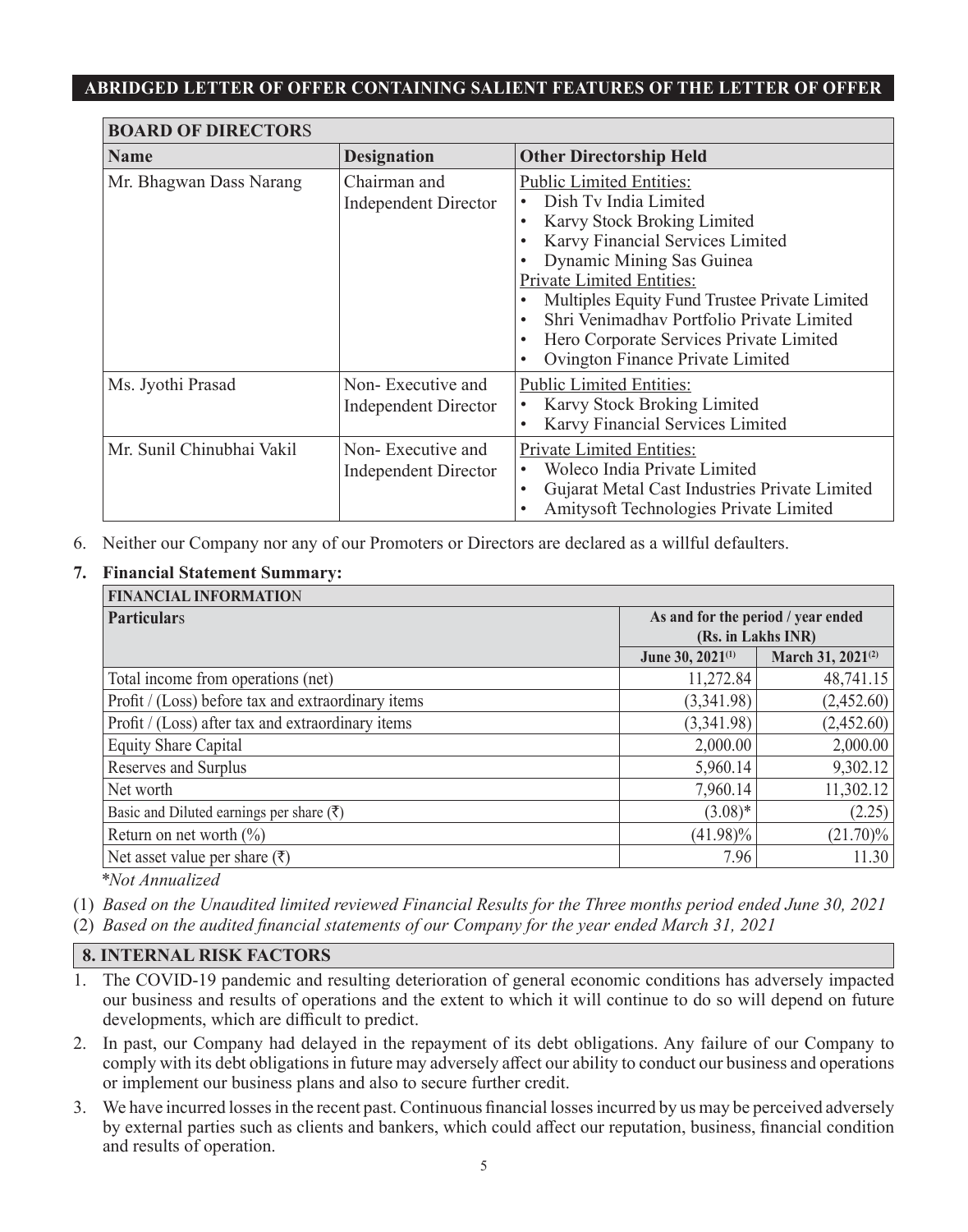## ABRIDGED LETTER OF OFFER CONTAINING SALIENT FEATURES OF THE LETTER OF OFFER

| BOARD OF DIRECTORS | | |
|---|---|---|
| **Name** | **Designation** | **Other Directorship Held** |
| Mr. Bhagwan Dass Narang | Chairman and Independent Director | Public Limited Entities:<br>• Dish Tv India Limited<br>• Karvy Stock Broking Limited<br>• Karvy Financial Services Limited<br>• Dynamic Mining Sas Guinea<br>Private Limited Entities:<br>• Multiples Equity Fund Trustee Private Limited<br>• Shri Venimadhav Portfolio Private Limited<br>• Hero Corporate Services Private Limited<br>• Ovington Finance Private Limited |
| Ms. Jyothi Prasad | Non- Executive and Independent Director | Public Limited Entities:<br>• Karvy Stock Broking Limited<br>• Karvy Financial Services Limited |
| Mr. Sunil Chinubhai Vakil | Non- Executive and Independent Director | Private Limited Entities:<br>• Woleco India Private Limited<br>• Gujarat Metal Cast Industries Private Limited<br>• Amitysoft Technologies Private Limited |

6. Neither our Company nor any of our Promoters or Directors are declared as a willful defaulters.

**7. Financial Statement Summary:**

| FINANCIAL INFORMATION | | |
|---|---|---|
| **Particulars** | **As and for the period / year ended (Rs. in Lakhs INR)** | |
| | **June 30, 2021[1]** | **March 31, 2021[2]** |
| Total income from operations (net) | 11,272.84 | 48,741.15 |
| Profit / (Loss) before tax and extraordinary items | (3,341.98) | (2,452.60) |
| Profit / (Loss) after tax and extraordinary items | (3,341.98) | (2,452.60) |
| Equity Share Capital | 2,000.00 | 2,000.00 |
| Reserves and Surplus | 5,960.14 | 9,302.12 |
| Net worth | 7,960.14 | 11,302.12 |
| Basic and Diluted earnings per share (₹) | (3.08)* | (2.25) |
| Return on net worth (%) | (41.98)% | (21.70)% |
| Net asset value per share (₹) | 7.96 | 11.30 |

*\*Not Annualized*

(1) *Based on the Unaudited limited reviewed Financial Results for the Three months period ended June 30, 2021*

(2) *Based on the audited financial statements of our Company for the year ended March 31, 2021*

### 8. INTERNAL RISK FACTORS

1. The COVID-19 pandemic and resulting deterioration of general economic conditions has adversely impacted our business and results of operations and the extent to which it will continue to do so will depend on future developments, which are difficult to predict.
2. In past, our Company had delayed in the repayment of its debt obligations. Any failure of our Company to comply with its debt obligations in future may adversely affect our ability to conduct our business and operations or implement our business plans and also to secure further credit.
3. We have incurred losses in the recent past. Continuous financial losses incurred by us may be perceived adversely by external parties such as clients and bankers, which could affect our reputation, business, financial condition and results of operation.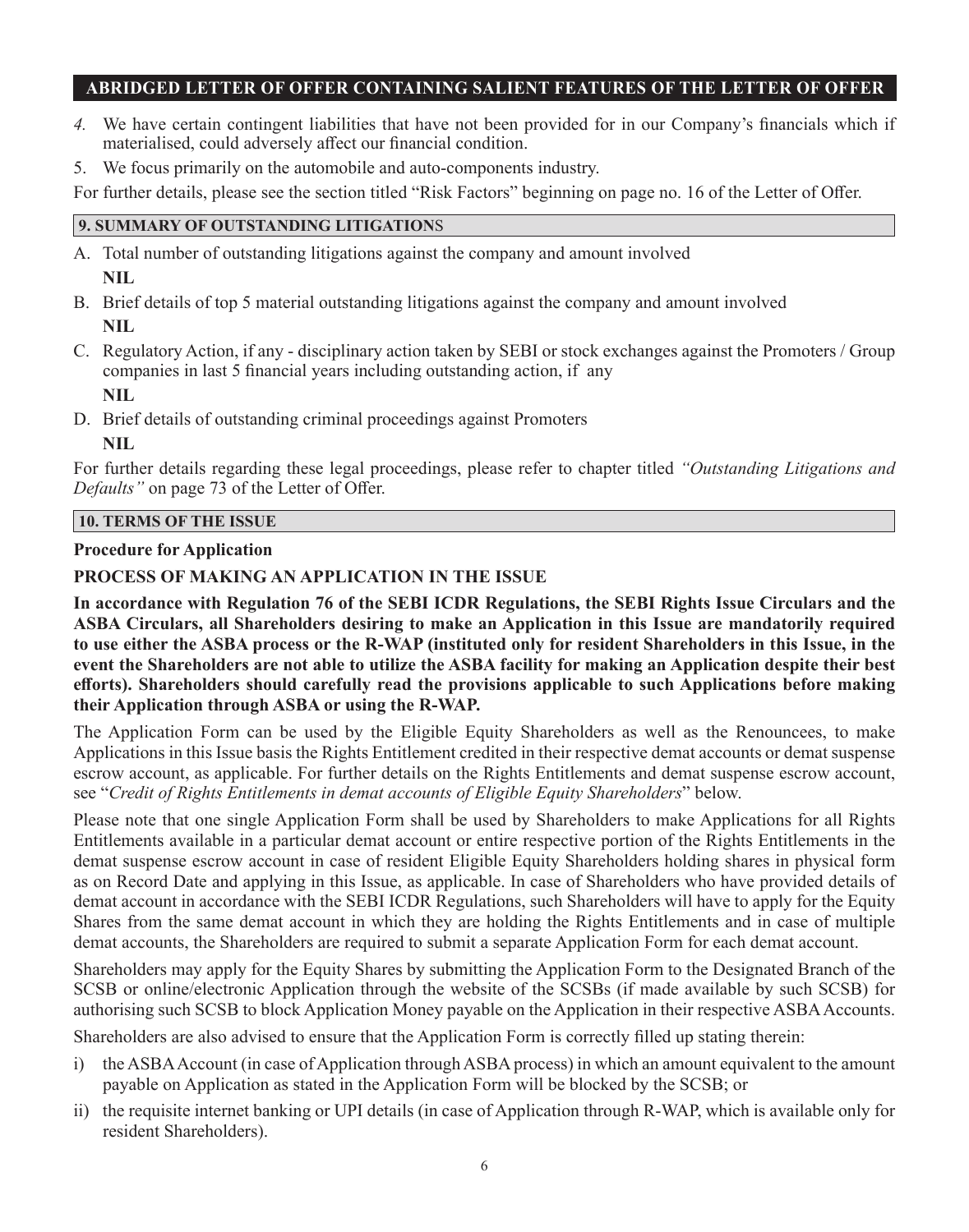## ABRIDGED LETTER OF OFFER CONTAINING SALIENT FEATURES OF THE LETTER OF OFFER

4. We have certain contingent liabilities that have not been provided for in our Company's financials which if materialised, could adversely affect our financial condition.
5. We focus primarily on the automobile and auto-components industry.

For further details, please see the section titled "Risk Factors" beginning on page no. 16 of the Letter of Offer.

### 9. SUMMARY OF OUTSTANDING LITIGATIONS

A. Total number of outstanding litigations against the company and amount involved

   **NIL**

B. Brief details of top 5 material outstanding litigations against the company and amount involved

   **NIL**

C. Regulatory Action, if any - disciplinary action taken by SEBI or stock exchanges against the Promoters / Group companies in last 5 financial years including outstanding action, if any

   **NIL**

D. Brief details of outstanding criminal proceedings against Promoters

   **NIL**

For further details regarding these legal proceedings, please refer to chapter titled *"Outstanding Litigations and Defaults"* on page 73 of the Letter of Offer.

### 10. TERMS OF THE ISSUE

**Procedure for Application**

**PROCESS OF MAKING AN APPLICATION IN THE ISSUE**

**In accordance with Regulation 76 of the SEBI ICDR Regulations, the SEBI Rights Issue Circulars and the ASBA Circulars, all Shareholders desiring to make an Application in this Issue are mandatorily required to use either the ASBA process or the R-WAP (instituted only for resident Shareholders in this Issue, in the event the Shareholders are not able to utilize the ASBA facility for making an Application despite their best efforts). Shareholders should carefully read the provisions applicable to such Applications before making their Application through ASBA or using the R-WAP.**

The Application Form can be used by the Eligible Equity Shareholders as well as the Renouncees, to make Applications in this Issue basis the Rights Entitlement credited in their respective demat accounts or demat suspense escrow account, as applicable. For further details on the Rights Entitlements and demat suspense escrow account, see "*Credit of Rights Entitlements in demat accounts of Eligible Equity Shareholders*" below.

Please note that one single Application Form shall be used by Shareholders to make Applications for all Rights Entitlements available in a particular demat account or entire respective portion of the Rights Entitlements in the demat suspense escrow account in case of resident Eligible Equity Shareholders holding shares in physical form as on Record Date and applying in this Issue, as applicable. In case of Shareholders who have provided details of demat account in accordance with the SEBI ICDR Regulations, such Shareholders will have to apply for the Equity Shares from the same demat account in which they are holding the Rights Entitlements and in case of multiple demat accounts, the Shareholders are required to submit a separate Application Form for each demat account.

Shareholders may apply for the Equity Shares by submitting the Application Form to the Designated Branch of the SCSB or online/electronic Application through the website of the SCSBs (if made available by such SCSB) for authorising such SCSB to block Application Money payable on the Application in their respective ASBA Accounts.

Shareholders are also advised to ensure that the Application Form is correctly filled up stating therein:

i) the ASBA Account (in case of Application through ASBA process) in which an amount equivalent to the amount payable on Application as stated in the Application Form will be blocked by the SCSB; or
ii) the requisite internet banking or UPI details (in case of Application through R-WAP, which is available only for resident Shareholders).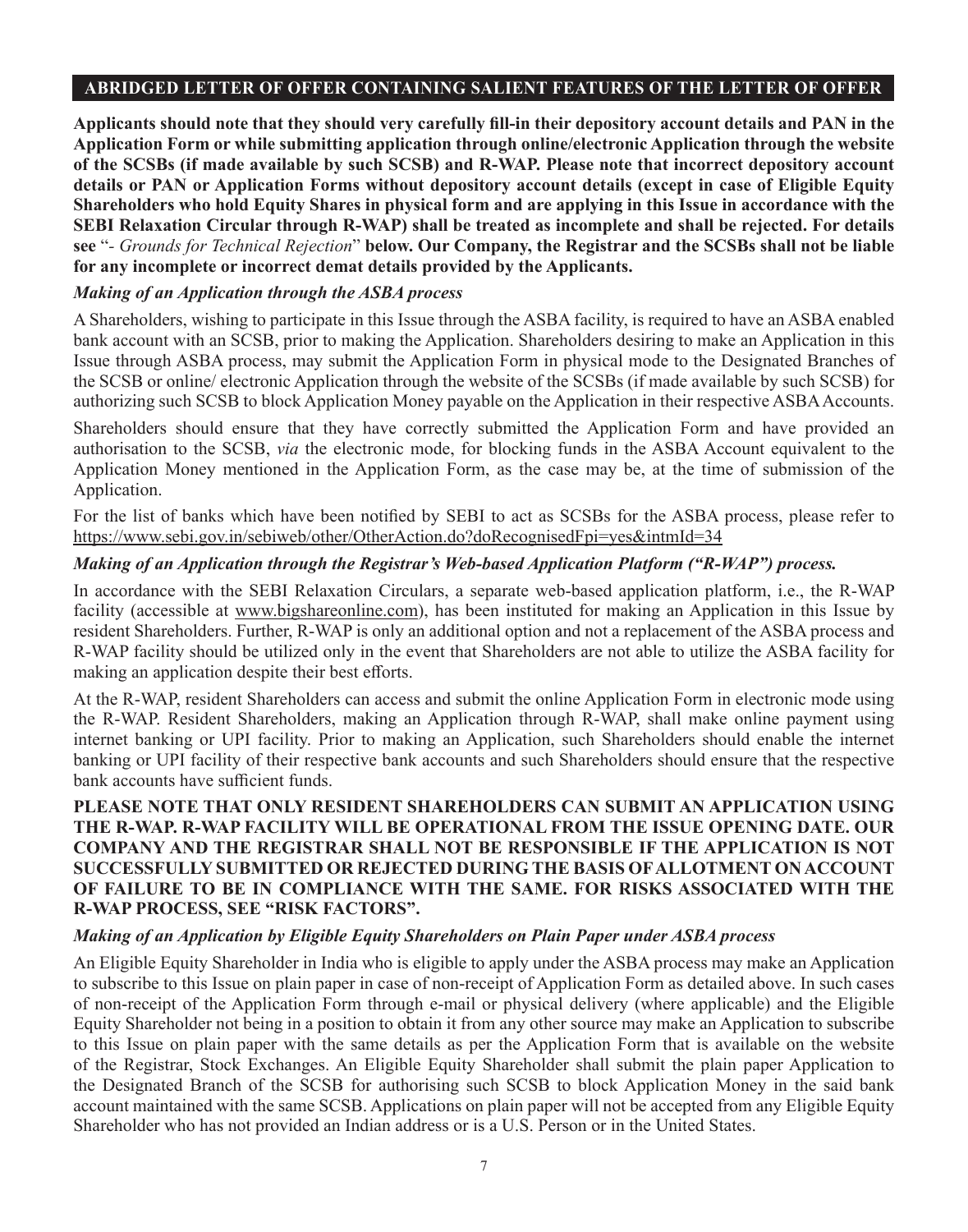## ABRIDGED LETTER OF OFFER CONTAINING SALIENT FEATURES OF THE LETTER OF OFFER

**Applicants should note that they should very carefully fill-in their depository account details and PAN in the Application Form or while submitting application through online/electronic Application through the website of the SCSBs (if made available by such SCSB) and R-WAP. Please note that incorrect depository account details or PAN or Application Forms without depository account details (except in case of Eligible Equity Shareholders who hold Equity Shares in physical form and are applying in this Issue in accordance with the SEBI Relaxation Circular through R-WAP) shall be treated as incomplete and shall be rejected. For details see** "*- Grounds for Technical Rejection*" **below. Our Company, the Registrar and the SCSBs shall not be liable for any incomplete or incorrect demat details provided by the Applicants.**

***Making of an Application through the ASBA process***

A Shareholders, wishing to participate in this Issue through the ASBA facility, is required to have an ASBA enabled bank account with an SCSB, prior to making the Application. Shareholders desiring to make an Application in this Issue through ASBA process, may submit the Application Form in physical mode to the Designated Branches of the SCSB or online/ electronic Application through the website of the SCSBs (if made available by such SCSB) for authorizing such SCSB to block Application Money payable on the Application in their respective ASBA Accounts.

Shareholders should ensure that they have correctly submitted the Application Form and have provided an authorisation to the SCSB, *via* the electronic mode, for blocking funds in the ASBA Account equivalent to the Application Money mentioned in the Application Form, as the case may be, at the time of submission of the Application.

For the list of banks which have been notified by SEBI to act as SCSBs for the ASBA process, please refer to https://www.sebi.gov.in/sebiweb/other/OtherAction.do?doRecognisedFpi=yes&intmId=34

***Making of an Application through the Registrar's Web-based Application Platform ("R-WAP") process.***

In accordance with the SEBI Relaxation Circulars, a separate web-based application platform, i.e., the R-WAP facility (accessible at www.bigshareonline.com), has been instituted for making an Application in this Issue by resident Shareholders. Further, R-WAP is only an additional option and not a replacement of the ASBA process and R-WAP facility should be utilized only in the event that Shareholders are not able to utilize the ASBA facility for making an application despite their best efforts.

At the R-WAP, resident Shareholders can access and submit the online Application Form in electronic mode using the R-WAP. Resident Shareholders, making an Application through R-WAP, shall make online payment using internet banking or UPI facility. Prior to making an Application, such Shareholders should enable the internet banking or UPI facility of their respective bank accounts and such Shareholders should ensure that the respective bank accounts have sufficient funds.

**PLEASE NOTE THAT ONLY RESIDENT SHAREHOLDERS CAN SUBMIT AN APPLICATION USING THE R-WAP. R-WAP FACILITY WILL BE OPERATIONAL FROM THE ISSUE OPENING DATE. OUR COMPANY AND THE REGISTRAR SHALL NOT BE RESPONSIBLE IF THE APPLICATION IS NOT SUCCESSFULLY SUBMITTED OR REJECTED DURING THE BASIS OF ALLOTMENT ON ACCOUNT OF FAILURE TO BE IN COMPLIANCE WITH THE SAME. FOR RISKS ASSOCIATED WITH THE R-WAP PROCESS, SEE "RISK FACTORS".**

***Making of an Application by Eligible Equity Shareholders on Plain Paper under ASBA process***

An Eligible Equity Shareholder in India who is eligible to apply under the ASBA process may make an Application to subscribe to this Issue on plain paper in case of non-receipt of Application Form as detailed above. In such cases of non-receipt of the Application Form through e-mail or physical delivery (where applicable) and the Eligible Equity Shareholder not being in a position to obtain it from any other source may make an Application to subscribe to this Issue on plain paper with the same details as per the Application Form that is available on the website of the Registrar, Stock Exchanges. An Eligible Equity Shareholder shall submit the plain paper Application to the Designated Branch of the SCSB for authorising such SCSB to block Application Money in the said bank account maintained with the same SCSB. Applications on plain paper will not be accepted from any Eligible Equity Shareholder who has not provided an Indian address or is a U.S. Person or in the United States.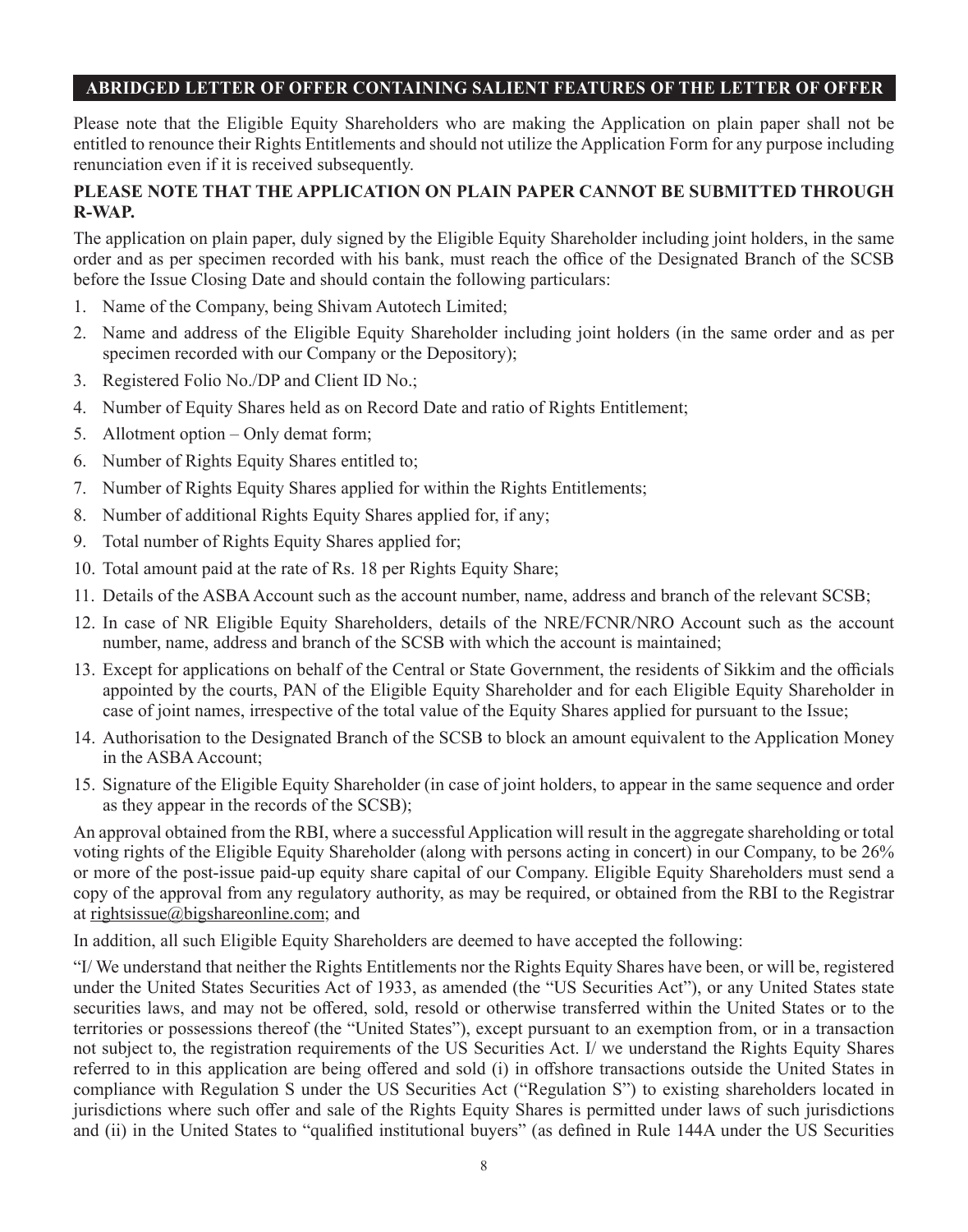## ABRIDGED LETTER OF OFFER CONTAINING SALIENT FEATURES OF THE LETTER OF OFFER

Please note that the Eligible Equity Shareholders who are making the Application on plain paper shall not be entitled to renounce their Rights Entitlements and should not utilize the Application Form for any purpose including renunciation even if it is received subsequently.

**PLEASE NOTE THAT THE APPLICATION ON PLAIN PAPER CANNOT BE SUBMITTED THROUGH R-WAP.**

The application on plain paper, duly signed by the Eligible Equity Shareholder including joint holders, in the same order and as per specimen recorded with his bank, must reach the office of the Designated Branch of the SCSB before the Issue Closing Date and should contain the following particulars:

1. Name of the Company, being Shivam Autotech Limited;
2. Name and address of the Eligible Equity Shareholder including joint holders (in the same order and as per specimen recorded with our Company or the Depository);
3. Registered Folio No./DP and Client ID No.;
4. Number of Equity Shares held as on Record Date and ratio of Rights Entitlement;
5. Allotment option – Only demat form;
6. Number of Rights Equity Shares entitled to;
7. Number of Rights Equity Shares applied for within the Rights Entitlements;
8. Number of additional Rights Equity Shares applied for, if any;
9. Total number of Rights Equity Shares applied for;
10. Total amount paid at the rate of Rs. 18 per Rights Equity Share;
11. Details of the ASBA Account such as the account number, name, address and branch of the relevant SCSB;
12. In case of NR Eligible Equity Shareholders, details of the NRE/FCNR/NRO Account such as the account number, name, address and branch of the SCSB with which the account is maintained;
13. Except for applications on behalf of the Central or State Government, the residents of Sikkim and the officials appointed by the courts, PAN of the Eligible Equity Shareholder and for each Eligible Equity Shareholder in case of joint names, irrespective of the total value of the Equity Shares applied for pursuant to the Issue;
14. Authorisation to the Designated Branch of the SCSB to block an amount equivalent to the Application Money in the ASBA Account;
15. Signature of the Eligible Equity Shareholder (in case of joint holders, to appear in the same sequence and order as they appear in the records of the SCSB);

An approval obtained from the RBI, where a successful Application will result in the aggregate shareholding or total voting rights of the Eligible Equity Shareholder (along with persons acting in concert) in our Company, to be 26% or more of the post-issue paid-up equity share capital of our Company. Eligible Equity Shareholders must send a copy of the approval from any regulatory authority, as may be required, or obtained from the RBI to the Registrar at rightsissue@bigshareonline.com; and

In addition, all such Eligible Equity Shareholders are deemed to have accepted the following:

"I/ We understand that neither the Rights Entitlements nor the Rights Equity Shares have been, or will be, registered under the United States Securities Act of 1933, as amended (the "US Securities Act"), or any United States state securities laws, and may not be offered, sold, resold or otherwise transferred within the United States or to the territories or possessions thereof (the "United States"), except pursuant to an exemption from, or in a transaction not subject to, the registration requirements of the US Securities Act. I/ we understand the Rights Equity Shares referred to in this application are being offered and sold (i) in offshore transactions outside the United States in compliance with Regulation S under the US Securities Act ("Regulation S") to existing shareholders located in jurisdictions where such offer and sale of the Rights Equity Shares is permitted under laws of such jurisdictions and (ii) in the United States to "qualified institutional buyers" (as defined in Rule 144A under the US Securities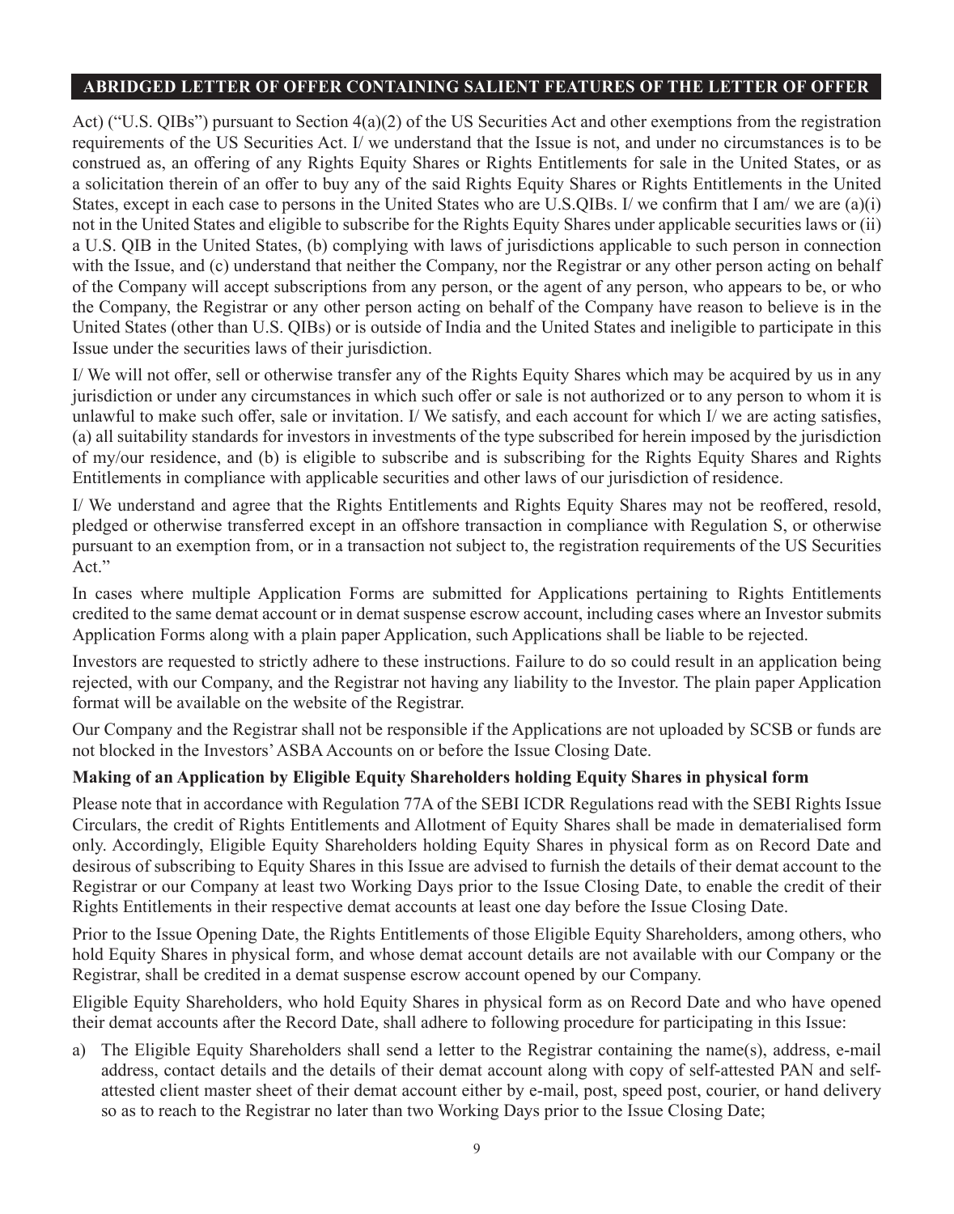Act) ("U.S. QIBs") pursuant to Section 4(a)(2) of the US Securities Act and other exemptions from the registration requirements of the US Securities Act. I/ we understand that the Issue is not, and under no circumstances is to be construed as, an offering of any Rights Equity Shares or Rights Entitlements for sale in the United States, or as a solicitation therein of an offer to buy any of the said Rights Equity Shares or Rights Entitlements in the United States, except in each case to persons in the United States who are U.S.QIBs. I/ we confirm that I am/ we are (a)(i) not in the United States and eligible to subscribe for the Rights Equity Shares under applicable securities laws or (ii) a U.S. QIB in the United States, (b) complying with laws of jurisdictions applicable to such person in connection with the Issue, and (c) understand that neither the Company, nor the Registrar or any other person acting on behalf of the Company will accept subscriptions from any person, or the agent of any person, who appears to be, or who the Company, the Registrar or any other person acting on behalf of the Company have reason to believe is in the United States (other than U.S. QIBs) or is outside of India and the United States and ineligible to participate in this Issue under the securities laws of their jurisdiction.

I/ We will not offer, sell or otherwise transfer any of the Rights Equity Shares which may be acquired by us in any jurisdiction or under any circumstances in which such offer or sale is not authorized or to any person to whom it is unlawful to make such offer, sale or invitation. I/ We satisfy, and each account for which I/ we are acting satisfies, (a) all suitability standards for investors in investments of the type subscribed for herein imposed by the jurisdiction of my/our residence, and (b) is eligible to subscribe and is subscribing for the Rights Equity Shares and Rights Entitlements in compliance with applicable securities and other laws of our jurisdiction of residence.

I/ We understand and agree that the Rights Entitlements and Rights Equity Shares may not be reoffered, resold, pledged or otherwise transferred except in an offshore transaction in compliance with Regulation S, or otherwise pursuant to an exemption from, or in a transaction not subject to, the registration requirements of the US Securities Act."

In cases where multiple Application Forms are submitted for Applications pertaining to Rights Entitlements credited to the same demat account or in demat suspense escrow account, including cases where an Investor submits Application Forms along with a plain paper Application, such Applications shall be liable to be rejected.

Investors are requested to strictly adhere to these instructions. Failure to do so could result in an application being rejected, with our Company, and the Registrar not having any liability to the Investor. The plain paper Application format will be available on the website of the Registrar.

Our Company and the Registrar shall not be responsible if the Applications are not uploaded by SCSB or funds are not blocked in the Investors' ASBA Accounts on or before the Issue Closing Date.

**Making of an Application by Eligible Equity Shareholders holding Equity Shares in physical form**

Please note that in accordance with Regulation 77A of the SEBI ICDR Regulations read with the SEBI Rights Issue Circulars, the credit of Rights Entitlements and Allotment of Equity Shares shall be made in dematerialised form only. Accordingly, Eligible Equity Shareholders holding Equity Shares in physical form as on Record Date and desirous of subscribing to Equity Shares in this Issue are advised to furnish the details of their demat account to the Registrar or our Company at least two Working Days prior to the Issue Closing Date, to enable the credit of their Rights Entitlements in their respective demat accounts at least one day before the Issue Closing Date.

Prior to the Issue Opening Date, the Rights Entitlements of those Eligible Equity Shareholders, among others, who hold Equity Shares in physical form, and whose demat account details are not available with our Company or the Registrar, shall be credited in a demat suspense escrow account opened by our Company.

Eligible Equity Shareholders, who hold Equity Shares in physical form as on Record Date and who have opened their demat accounts after the Record Date, shall adhere to following procedure for participating in this Issue:

a) The Eligible Equity Shareholders shall send a letter to the Registrar containing the name(s), address, e-mail address, contact details and the details of their demat account along with copy of self-attested PAN and self-attested client master sheet of their demat account either by e-mail, post, speed post, courier, or hand delivery so as to reach to the Registrar no later than two Working Days prior to the Issue Closing Date;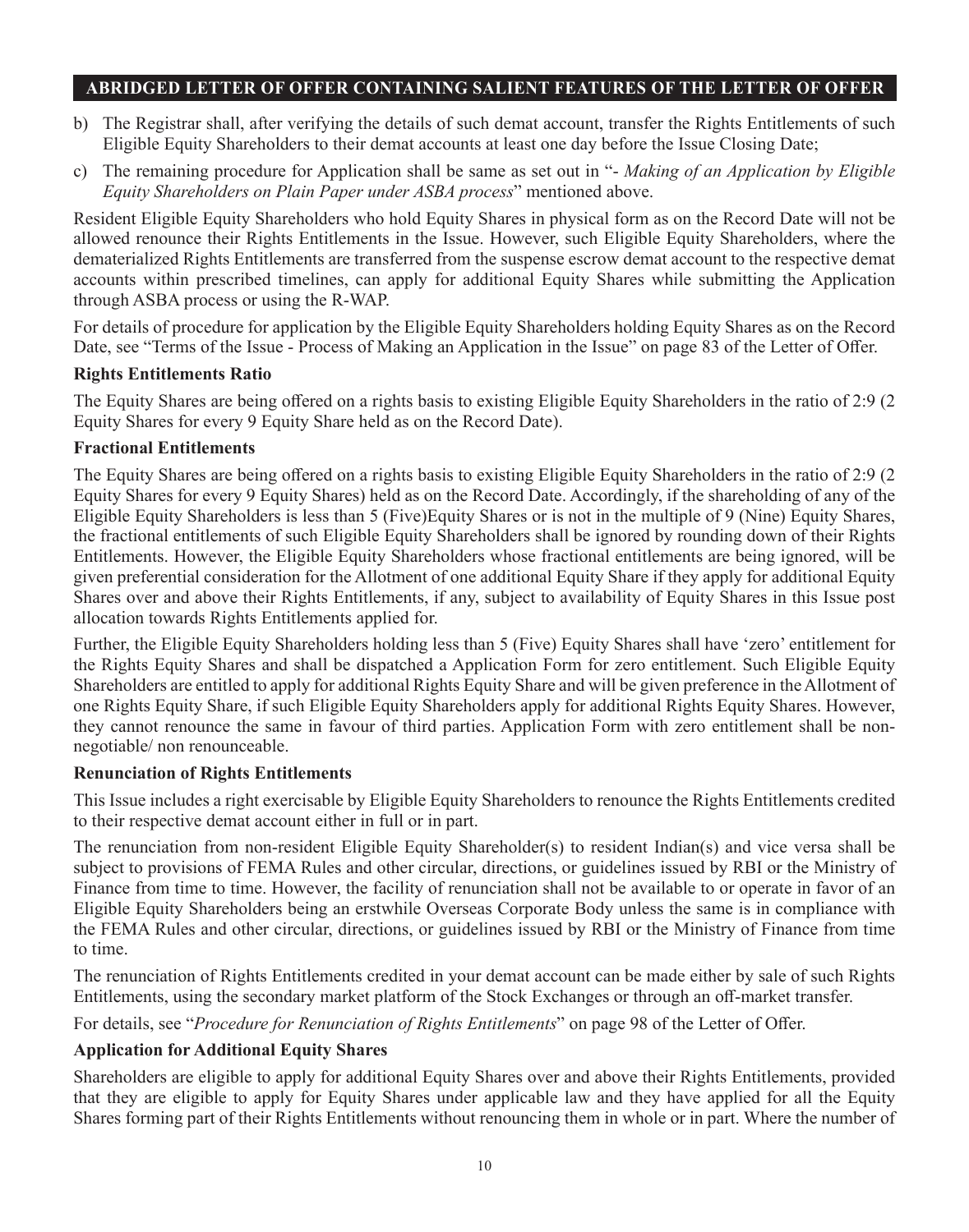b) The Registrar shall, after verifying the details of such demat account, transfer the Rights Entitlements of such Eligible Equity Shareholders to their demat accounts at least one day before the Issue Closing Date;

c) The remaining procedure for Application shall be same as set out in "- *Making of an Application by Eligible Equity Shareholders on Plain Paper under ASBA process*" mentioned above.

Resident Eligible Equity Shareholders who hold Equity Shares in physical form as on the Record Date will not be allowed renounce their Rights Entitlements in the Issue. However, such Eligible Equity Shareholders, where the dematerialized Rights Entitlements are transferred from the suspense escrow demat account to the respective demat accounts within prescribed timelines, can apply for additional Equity Shares while submitting the Application through ASBA process or using the R-WAP.

For details of procedure for application by the Eligible Equity Shareholders holding Equity Shares as on the Record Date, see "Terms of the Issue - Process of Making an Application in the Issue" on page 83 of the Letter of Offer.

**Rights Entitlements Ratio**

The Equity Shares are being offered on a rights basis to existing Eligible Equity Shareholders in the ratio of 2:9 (2 Equity Shares for every 9 Equity Share held as on the Record Date).

**Fractional Entitlements**

The Equity Shares are being offered on a rights basis to existing Eligible Equity Shareholders in the ratio of 2:9 (2 Equity Shares for every 9 Equity Shares) held as on the Record Date. Accordingly, if the shareholding of any of the Eligible Equity Shareholders is less than 5 (Five)Equity Shares or is not in the multiple of 9 (Nine) Equity Shares, the fractional entitlements of such Eligible Equity Shareholders shall be ignored by rounding down of their Rights Entitlements. However, the Eligible Equity Shareholders whose fractional entitlements are being ignored, will be given preferential consideration for the Allotment of one additional Equity Share if they apply for additional Equity Shares over and above their Rights Entitlements, if any, subject to availability of Equity Shares in this Issue post allocation towards Rights Entitlements applied for.

Further, the Eligible Equity Shareholders holding less than 5 (Five) Equity Shares shall have 'zero' entitlement for the Rights Equity Shares and shall be dispatched a Application Form for zero entitlement. Such Eligible Equity Shareholders are entitled to apply for additional Rights Equity Share and will be given preference in the Allotment of one Rights Equity Share, if such Eligible Equity Shareholders apply for additional Rights Equity Shares. However, they cannot renounce the same in favour of third parties. Application Form with zero entitlement shall be non-negotiable/ non renounceable.

**Renunciation of Rights Entitlements**

This Issue includes a right exercisable by Eligible Equity Shareholders to renounce the Rights Entitlements credited to their respective demat account either in full or in part.

The renunciation from non-resident Eligible Equity Shareholder(s) to resident Indian(s) and vice versa shall be subject to provisions of FEMA Rules and other circular, directions, or guidelines issued by RBI or the Ministry of Finance from time to time. However, the facility of renunciation shall not be available to or operate in favor of an Eligible Equity Shareholders being an erstwhile Overseas Corporate Body unless the same is in compliance with the FEMA Rules and other circular, directions, or guidelines issued by RBI or the Ministry of Finance from time to time.

The renunciation of Rights Entitlements credited in your demat account can be made either by sale of such Rights Entitlements, using the secondary market platform of the Stock Exchanges or through an off-market transfer.

For details, see "*Procedure for Renunciation of Rights Entitlements*" on page 98 of the Letter of Offer.

**Application for Additional Equity Shares**

Shareholders are eligible to apply for additional Equity Shares over and above their Rights Entitlements, provided that they are eligible to apply for Equity Shares under applicable law and they have applied for all the Equity Shares forming part of their Rights Entitlements without renouncing them in whole or in part. Where the number of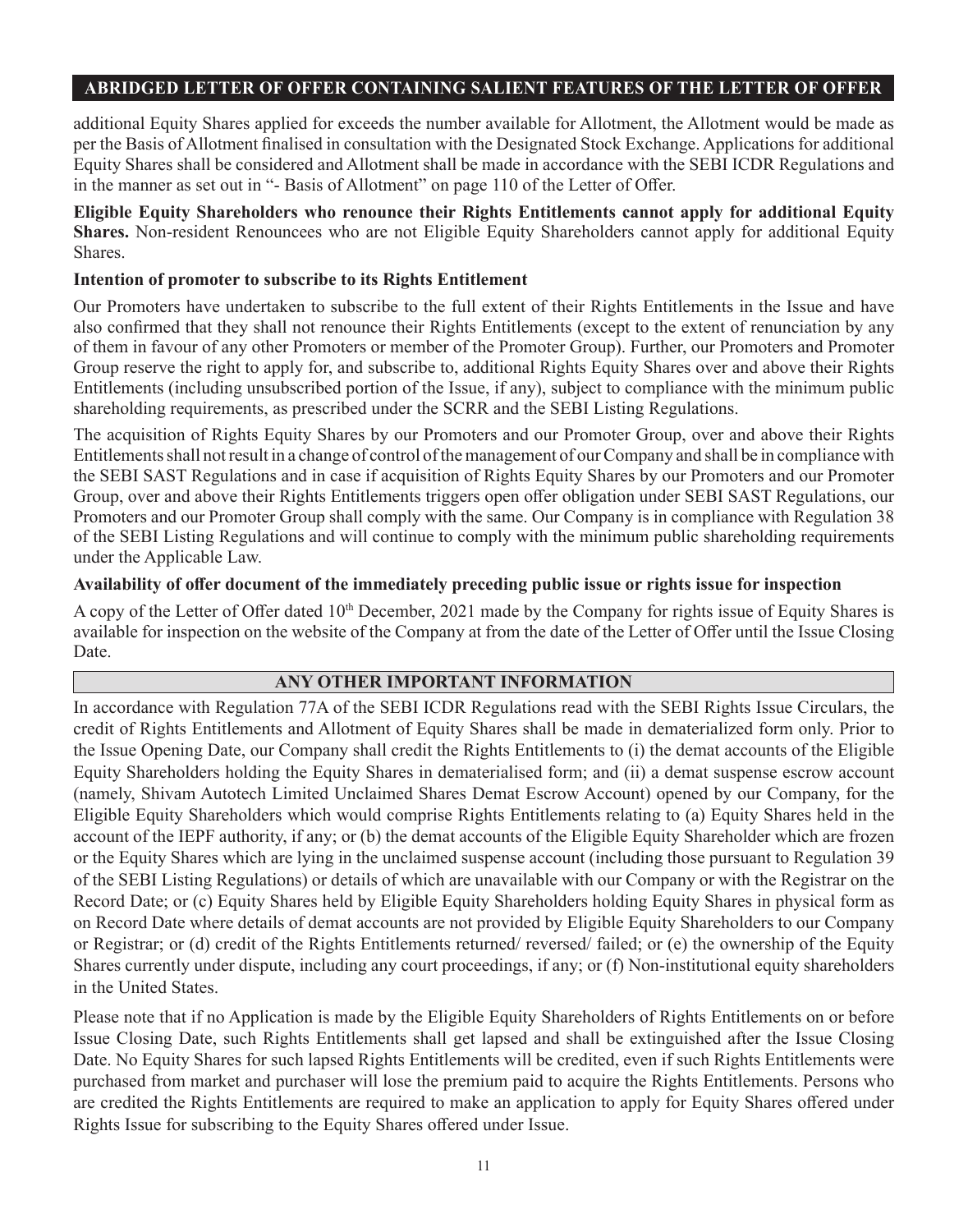## ABRIDGED LETTER OF OFFER CONTAINING SALIENT FEATURES OF THE LETTER OF OFFER

additional Equity Shares applied for exceeds the number available for Allotment, the Allotment would be made as per the Basis of Allotment finalised in consultation with the Designated Stock Exchange. Applications for additional Equity Shares shall be considered and Allotment shall be made in accordance with the SEBI ICDR Regulations and in the manner as set out in "- Basis of Allotment" on page 110 of the Letter of Offer.

**Eligible Equity Shareholders who renounce their Rights Entitlements cannot apply for additional Equity Shares.** Non-resident Renouncees who are not Eligible Equity Shareholders cannot apply for additional Equity Shares.

**Intention of promoter to subscribe to its Rights Entitlement**

Our Promoters have undertaken to subscribe to the full extent of their Rights Entitlements in the Issue and have also confirmed that they shall not renounce their Rights Entitlements (except to the extent of renunciation by any of them in favour of any other Promoters or member of the Promoter Group). Further, our Promoters and Promoter Group reserve the right to apply for, and subscribe to, additional Rights Equity Shares over and above their Rights Entitlements (including unsubscribed portion of the Issue, if any), subject to compliance with the minimum public shareholding requirements, as prescribed under the SCRR and the SEBI Listing Regulations.

The acquisition of Rights Equity Shares by our Promoters and our Promoter Group, over and above their Rights Entitlements shall not result in a change of control of the management of our Company and shall be in compliance with the SEBI SAST Regulations and in case if acquisition of Rights Equity Shares by our Promoters and our Promoter Group, over and above their Rights Entitlements triggers open offer obligation under SEBI SAST Regulations, our Promoters and our Promoter Group shall comply with the same. Our Company is in compliance with Regulation 38 of the SEBI Listing Regulations and will continue to comply with the minimum public shareholding requirements under the Applicable Law.

**Availability of offer document of the immediately preceding public issue or rights issue for inspection**

A copy of the Letter of Offer dated 10th December, 2021 made by the Company for rights issue of Equity Shares is available for inspection on the website of the Company at from the date of the Letter of Offer until the Issue Closing Date.

## ANY OTHER IMPORTANT INFORMATION

In accordance with Regulation 77A of the SEBI ICDR Regulations read with the SEBI Rights Issue Circulars, the credit of Rights Entitlements and Allotment of Equity Shares shall be made in dematerialized form only. Prior to the Issue Opening Date, our Company shall credit the Rights Entitlements to (i) the demat accounts of the Eligible Equity Shareholders holding the Equity Shares in dematerialised form; and (ii) a demat suspense escrow account (namely, Shivam Autotech Limited Unclaimed Shares Demat Escrow Account) opened by our Company, for the Eligible Equity Shareholders which would comprise Rights Entitlements relating to (a) Equity Shares held in the account of the IEPF authority, if any; or (b) the demat accounts of the Eligible Equity Shareholder which are frozen or the Equity Shares which are lying in the unclaimed suspense account (including those pursuant to Regulation 39 of the SEBI Listing Regulations) or details of which are unavailable with our Company or with the Registrar on the Record Date; or (c) Equity Shares held by Eligible Equity Shareholders holding Equity Shares in physical form as on Record Date where details of demat accounts are not provided by Eligible Equity Shareholders to our Company or Registrar; or (d) credit of the Rights Entitlements returned/ reversed/ failed; or (e) the ownership of the Equity Shares currently under dispute, including any court proceedings, if any; or (f) Non-institutional equity shareholders in the United States.

Please note that if no Application is made by the Eligible Equity Shareholders of Rights Entitlements on or before Issue Closing Date, such Rights Entitlements shall get lapsed and shall be extinguished after the Issue Closing Date. No Equity Shares for such lapsed Rights Entitlements will be credited, even if such Rights Entitlements were purchased from market and purchaser will lose the premium paid to acquire the Rights Entitlements. Persons who are credited the Rights Entitlements are required to make an application to apply for Equity Shares offered under Rights Issue for subscribing to the Equity Shares offered under Issue.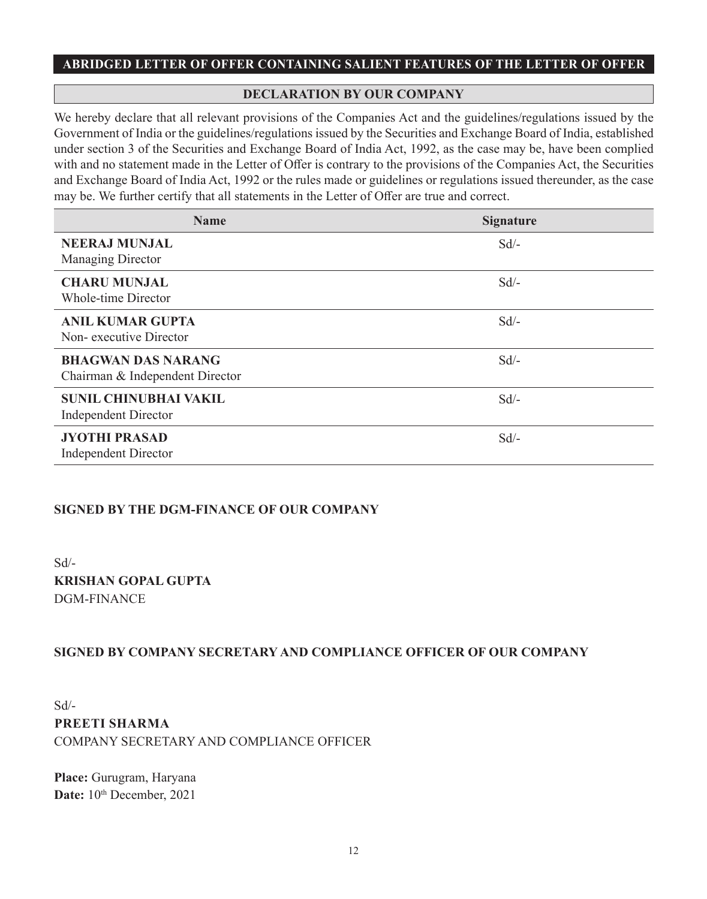## ABRIDGED LETTER OF OFFER CONTAINING SALIENT FEATURES OF THE LETTER OF OFFER

### DECLARATION BY OUR COMPANY

We hereby declare that all relevant provisions of the Companies Act and the guidelines/regulations issued by the Government of India or the guidelines/regulations issued by the Securities and Exchange Board of India, established under section 3 of the Securities and Exchange Board of India Act, 1992, as the case may be, have been complied with and no statement made in the Letter of Offer is contrary to the provisions of the Companies Act, the Securities and Exchange Board of India Act, 1992 or the rules made or guidelines or regulations issued thereunder, as the case may be. We further certify that all statements in the Letter of Offer are true and correct.

| Name | Signature |
|---|---|
| **NEERAJ MUNJAL**<br>Managing Director | Sd/- |
| **CHARU MUNJAL**<br>Whole-time Director | Sd/- |
| **ANIL KUMAR GUPTA**<br>Non- executive Director | Sd/- |
| **BHAGWAN DAS NARANG**<br>Chairman & Independent Director | Sd/- |
| **SUNIL CHINUBHAI VAKIL**<br>Independent Director | Sd/- |
| **JYOTHI PRASAD**<br>Independent Director | Sd/- |

**SIGNED BY THE DGM-FINANCE OF OUR COMPANY**

Sd/-
**KRISHAN GOPAL GUPTA**
DGM-FINANCE

**SIGNED BY COMPANY SECRETARY AND COMPLIANCE OFFICER OF OUR COMPANY**

Sd/-
**PREETI SHARMA**
COMPANY SECRETARY AND COMPLIANCE OFFICER

**Place:** Gurugram, Haryana
**Date:** 10th December, 2021